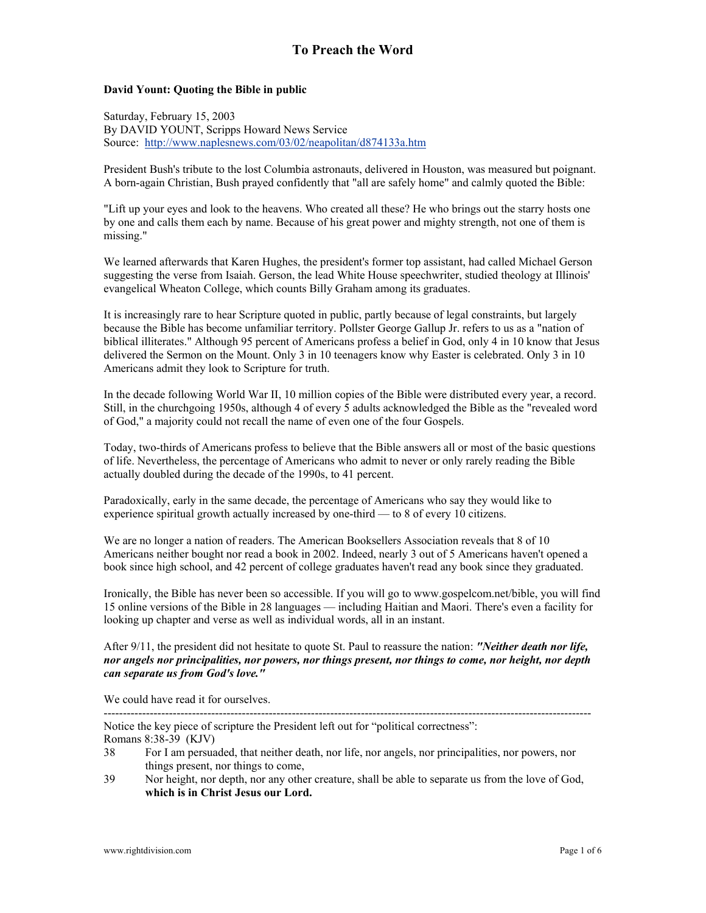# To Preach the Word

**David Yount: Quoting the Bible in public**

Saturday, February 15, 2003
By DAVID YOUNT, Scripps Howard News Service
Source: http://www.naplesnews.com/03/02/neapolitan/d874133a.htm

President Bush's tribute to the lost Columbia astronauts, delivered in Houston, was measured but poignant. A born-again Christian, Bush prayed confidently that "all are safely home" and calmly quoted the Bible:

"Lift up your eyes and look to the heavens. Who created all these? He who brings out the starry hosts one by one and calls them each by name. Because of his great power and mighty strength, not one of them is missing."

We learned afterwards that Karen Hughes, the president's former top assistant, had called Michael Gerson suggesting the verse from Isaiah. Gerson, the lead White House speechwriter, studied theology at Illinois' evangelical Wheaton College, which counts Billy Graham among its graduates.

It is increasingly rare to hear Scripture quoted in public, partly because of legal constraints, but largely because the Bible has become unfamiliar territory. Pollster George Gallup Jr. refers to us as a "nation of biblical illiterates." Although 95 percent of Americans profess a belief in God, only 4 in 10 know that Jesus delivered the Sermon on the Mount. Only 3 in 10 teenagers know why Easter is celebrated. Only 3 in 10 Americans admit they look to Scripture for truth.

In the decade following World War II, 10 million copies of the Bible were distributed every year, a record. Still, in the churchgoing 1950s, although 4 of every 5 adults acknowledged the Bible as the "revealed word of God," a majority could not recall the name of even one of the four Gospels.

Today, two-thirds of Americans profess to believe that the Bible answers all or most of the basic questions of life. Nevertheless, the percentage of Americans who admit to never or only rarely reading the Bible actually doubled during the decade of the 1990s, to 41 percent.

Paradoxically, early in the same decade, the percentage of Americans who say they would like to experience spiritual growth actually increased by one-third — to 8 of every 10 citizens.

We are no longer a nation of readers. The American Booksellers Association reveals that 8 of 10 Americans neither bought nor read a book in 2002. Indeed, nearly 3 out of 5 Americans haven't opened a book since high school, and 42 percent of college graduates haven't read any book since they graduated.

Ironically, the Bible has never been so accessible. If you will go to www.gospelcom.net/bible, you will find 15 online versions of the Bible in 28 languages — including Haitian and Maori. There's even a facility for looking up chapter and verse as well as individual words, all in an instant.

After 9/11, the president did not hesitate to quote St. Paul to reassure the nation: ***"Neither death nor life, nor angels nor principalities, nor powers, nor things present, nor things to come, nor height, nor depth can separate us from God's love."***

We could have read it for ourselves.

---

Notice the key piece of scripture the President left out for "political correctness":
Romans 8:38-39 (KJV)

38 For I am persuaded, that neither death, nor life, nor angels, nor principalities, nor powers, nor things present, nor things to come,

39 Nor height, nor depth, nor any other creature, shall be able to separate us from the love of God, **which is in Christ Jesus our Lord.**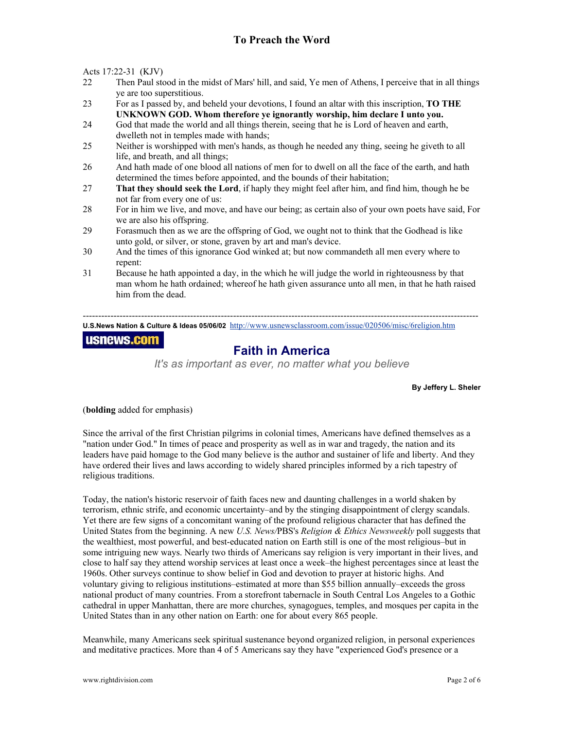Acts 17:22-31 (KJV)

22 Then Paul stood in the midst of Mars' hill, and said, Ye men of Athens, I perceive that in all things ye are too superstitious.

23 For as I passed by, and beheld your devotions, I found an altar with this inscription, **TO THE UNKNOWN GOD. Whom therefore ye ignorantly worship, him declare I unto you.**

24 God that made the world and all things therein, seeing that he is Lord of heaven and earth, dwelleth not in temples made with hands;

25 Neither is worshipped with men's hands, as though he needed any thing, seeing he giveth to all life, and breath, and all things;

26 And hath made of one blood all nations of men for to dwell on all the face of the earth, and hath determined the times before appointed, and the bounds of their habitation;

27 **That they should seek the Lord**, if haply they might feel after him, and find him, though he be not far from every one of us:

28 For in him we live, and move, and have our being; as certain also of your own poets have said, For we are also his offspring.

29 Forasmuch then as we are the offspring of God, we ought not to think that the Godhead is like unto gold, or silver, or stone, graven by art and man's device.

30 And the times of this ignorance God winked at; but now commandeth all men every where to repent:

31 Because he hath appointed a day, in the which he will judge the world in righteousness by that man whom he hath ordained; whereof he hath given assurance unto all men, in that he hath raised him from the dead.

---

**U.S.News Nation & Culture & Ideas 05/06/02** http://www.usnewsclassroom.com/issue/020506/misc/6religion.htm

**usnews.com**

## Faith in America

*It's as important as ever, no matter what you believe*

**By Jeffery L. Sheler**

(**bolding** added for emphasis)

Since the arrival of the first Christian pilgrims in colonial times, Americans have defined themselves as a "nation under God." In times of peace and prosperity as well as in war and tragedy, the nation and its leaders have paid homage to the God many believe is the author and sustainer of life and liberty. And they have ordered their lives and laws according to widely shared principles informed by a rich tapestry of religious traditions.

Today, the nation's historic reservoir of faith faces new and daunting challenges in a world shaken by terrorism, ethnic strife, and economic uncertainty–and by the stinging disappointment of clergy scandals. Yet there are few signs of a concomitant waning of the profound religious character that has defined the United States from the beginning. A new *U.S. News/*PBS's *Religion & Ethics Newsweekly* poll suggests that the wealthiest, most powerful, and best-educated nation on Earth still is one of the most religious–but in some intriguing new ways. Nearly two thirds of Americans say religion is very important in their lives, and close to half say they attend worship services at least once a week–the highest percentages since at least the 1960s. Other surveys continue to show belief in God and devotion to prayer at historic highs. And voluntary giving to religious institutions–estimated at more than $55 billion annually–exceeds the gross national product of many countries. From a storefront tabernacle in South Central Los Angeles to a Gothic cathedral in upper Manhattan, there are more churches, synagogues, temples, and mosques per capita in the United States than in any other nation on Earth: one for about every 865 people.

Meanwhile, many Americans seek spiritual sustenance beyond organized religion, in personal experiences and meditative practices. More than 4 of 5 Americans say they have "experienced God's presence or a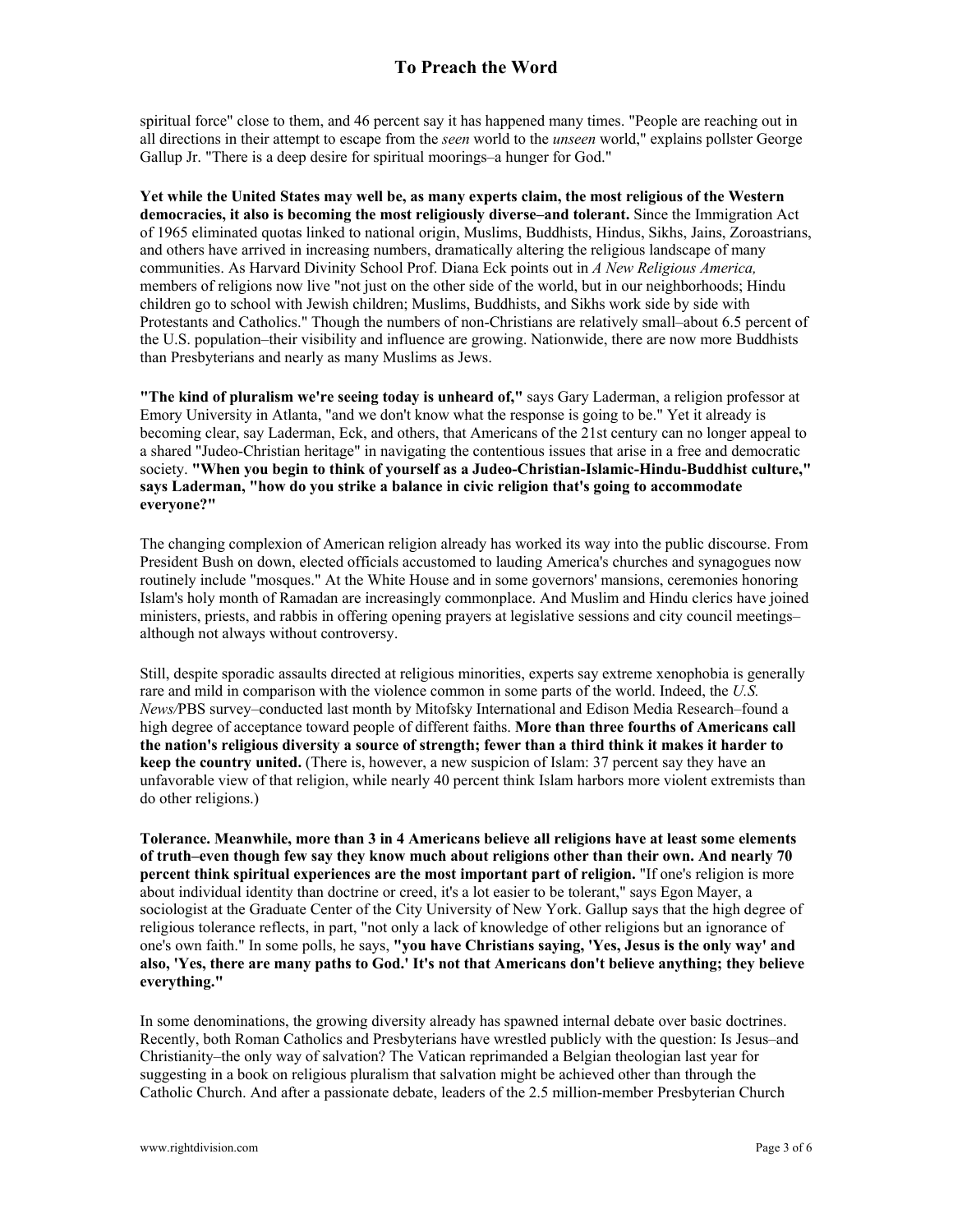spiritual force" close to them, and 46 percent say it has happened many times. "People are reaching out in all directions in their attempt to escape from the *seen* world to the *unseen* world," explains pollster George Gallup Jr. "There is a deep desire for spiritual moorings–a hunger for God."

**Yet while the United States may well be, as many experts claim, the most religious of the Western democracies, it also is becoming the most religiously diverse–and tolerant.** Since the Immigration Act of 1965 eliminated quotas linked to national origin, Muslims, Buddhists, Hindus, Sikhs, Jains, Zoroastrians, and others have arrived in increasing numbers, dramatically altering the religious landscape of many communities. As Harvard Divinity School Prof. Diana Eck points out in *A New Religious America,* members of religions now live "not just on the other side of the world, but in our neighborhoods; Hindu children go to school with Jewish children; Muslims, Buddhists, and Sikhs work side by side with Protestants and Catholics." Though the numbers of non-Christians are relatively small–about 6.5 percent of the U.S. population–their visibility and influence are growing. Nationwide, there are now more Buddhists than Presbyterians and nearly as many Muslims as Jews.

**"The kind of pluralism we're seeing today is unheard of,"** says Gary Laderman, a religion professor at Emory University in Atlanta, "and we don't know what the response is going to be." Yet it already is becoming clear, say Laderman, Eck, and others, that Americans of the 21st century can no longer appeal to a shared "Judeo-Christian heritage" in navigating the contentious issues that arise in a free and democratic society. **"When you begin to think of yourself as a Judeo-Christian-Islamic-Hindu-Buddhist culture," says Laderman, "how do you strike a balance in civic religion that's going to accommodate everyone?"**

The changing complexion of American religion already has worked its way into the public discourse. From President Bush on down, elected officials accustomed to lauding America's churches and synagogues now routinely include "mosques." At the White House and in some governors' mansions, ceremonies honoring Islam's holy month of Ramadan are increasingly commonplace. And Muslim and Hindu clerics have joined ministers, priests, and rabbis in offering opening prayers at legislative sessions and city council meetings–although not always without controversy.

Still, despite sporadic assaults directed at religious minorities, experts say extreme xenophobia is generally rare and mild in comparison with the violence common in some parts of the world. Indeed, the *U.S. News/*PBS survey–conducted last month by Mitofsky International and Edison Media Research–found a high degree of acceptance toward people of different faiths. **More than three fourths of Americans call the nation's religious diversity a source of strength; fewer than a third think it makes it harder to keep the country united.** (There is, however, a new suspicion of Islam: 37 percent say they have an unfavorable view of that religion, while nearly 40 percent think Islam harbors more violent extremists than do other religions.)

**Tolerance. Meanwhile, more than 3 in 4 Americans believe all religions have at least some elements of truth–even though few say they know much about religions other than their own. And nearly 70 percent think spiritual experiences are the most important part of religion.** "If one's religion is more about individual identity than doctrine or creed, it's a lot easier to be tolerant," says Egon Mayer, a sociologist at the Graduate Center of the City University of New York. Gallup says that the high degree of religious tolerance reflects, in part, "not only a lack of knowledge of other religions but an ignorance of one's own faith." In some polls, he says, **"you have Christians saying, 'Yes, Jesus is the only way' and also, 'Yes, there are many paths to God.' It's not that Americans don't believe anything; they believe everything."**

In some denominations, the growing diversity already has spawned internal debate over basic doctrines. Recently, both Roman Catholics and Presbyterians have wrestled publicly with the question: Is Jesus–and Christianity–the only way of salvation? The Vatican reprimanded a Belgian theologian last year for suggesting in a book on religious pluralism that salvation might be achieved other than through the Catholic Church. And after a passionate debate, leaders of the 2.5 million-member Presbyterian Church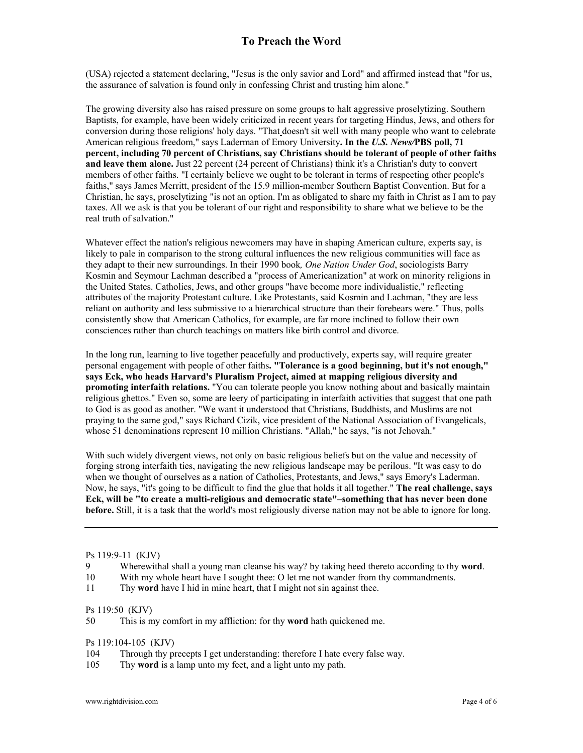(USA) rejected a statement declaring, "Jesus is the only savior and Lord" and affirmed instead that "for us, the assurance of salvation is found only in confessing Christ and trusting him alone."

The growing diversity also has raised pressure on some groups to halt aggressive proselytizing. Southern Baptists, for example, have been widely criticized in recent years for targeting Hindus, Jews, and others for conversion during those religions' holy days. "That doesn't sit well with many people who want to celebrate American religious freedom," says Laderman of Emory University**. In the *U.S. News/*PBS poll, 71 percent, including 70 percent of Christians, say Christians should be tolerant of people of other faiths and leave them alone.** Just 22 percent (24 percent of Christians) think it's a Christian's duty to convert members of other faiths. "I certainly believe we ought to be tolerant in terms of respecting other people's faiths," says James Merritt, president of the 15.9 million-member Southern Baptist Convention. But for a Christian, he says, proselytizing "is not an option. I'm as obligated to share my faith in Christ as I am to pay taxes. All we ask is that you be tolerant of our right and responsibility to share what we believe to be the real truth of salvation."

Whatever effect the nation's religious newcomers may have in shaping American culture, experts say, is likely to pale in comparison to the strong cultural influences the new religious communities will face as they adapt to their new surroundings. In their 1990 book*, One Nation Under God*, sociologists Barry Kosmin and Seymour Lachman described a "process of Americanization" at work on minority religions in the United States. Catholics, Jews, and other groups "have become more individualistic," reflecting attributes of the majority Protestant culture. Like Protestants, said Kosmin and Lachman, "they are less reliant on authority and less submissive to a hierarchical structure than their forebears were." Thus, polls consistently show that American Catholics, for example, are far more inclined to follow their own consciences rather than church teachings on matters like birth control and divorce.

In the long run, learning to live together peacefully and productively, experts say, will require greater personal engagement with people of other faiths**. "Tolerance is a good beginning, but it's not enough," says Eck, who heads Harvard's Pluralism Project, aimed at mapping religious diversity and promoting interfaith relations.** "You can tolerate people you know nothing about and basically maintain religious ghettos." Even so, some are leery of participating in interfaith activities that suggest that one path to God is as good as another. "We want it understood that Christians, Buddhists, and Muslims are not praying to the same god," says Richard Cizik, vice president of the National Association of Evangelicals, whose 51 denominations represent 10 million Christians. "Allah," he says, "is not Jehovah."

With such widely divergent views, not only on basic religious beliefs but on the value and necessity of forging strong interfaith ties, navigating the new religious landscape may be perilous. "It was easy to do when we thought of ourselves as a nation of Catholics, Protestants, and Jews," says Emory's Laderman. Now, he says, "it's going to be difficult to find the glue that holds it all together." **The real challenge, says Eck, will be "to create a multi-religious and democratic state"–something that has never been done before.** Still, it is a task that the world's most religiously diverse nation may not be able to ignore for long.

---

Ps 119:9-11 (KJV)

9 Wherewithal shall a young man cleanse his way? by taking heed thereto according to thy **word**.
10 With my whole heart have I sought thee: O let me not wander from thy commandments.
11 Thy **word** have I hid in mine heart, that I might not sin against thee.

Ps 119:50 (KJV)

50 This is my comfort in my affliction: for thy **word** hath quickened me.

Ps 119:104-105 (KJV)

104 Through thy precepts I get understanding: therefore I hate every false way.
105 Thy **word** is a lamp unto my feet, and a light unto my path.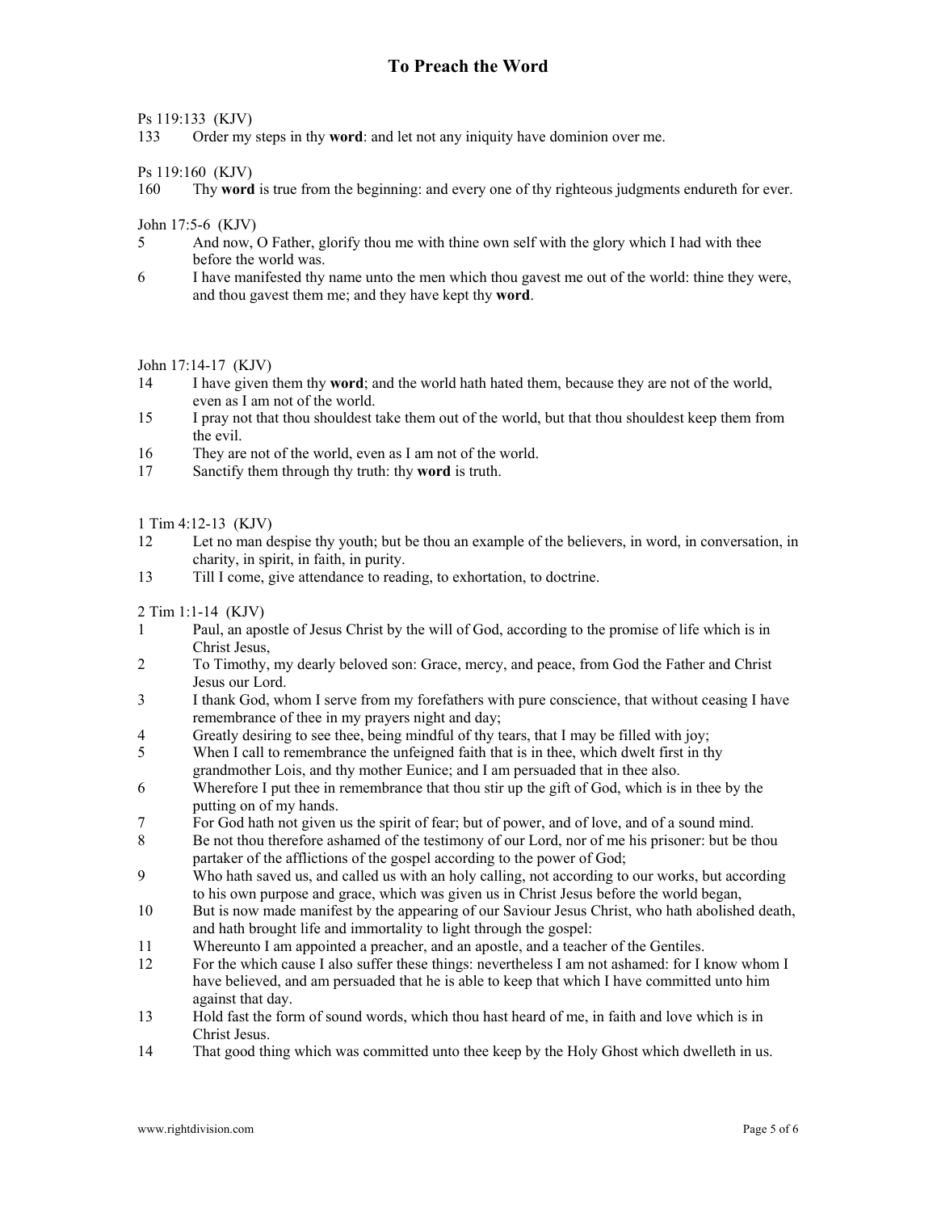# To Preach the Word

Ps 119:133 (KJV)

133 Order my steps in thy **word**: and let not any iniquity have dominion over me.

Ps 119:160 (KJV)

160 Thy **word** is true from the beginning: and every one of thy righteous judgments endureth for ever.

John 17:5-6 (KJV)

5 And now, O Father, glorify thou me with thine own self with the glory which I had with thee before the world was.

6 I have manifested thy name unto the men which thou gavest me out of the world: thine they were, and thou gavest them me; and they have kept thy **word**.

John 17:14-17 (KJV)

14 I have given them thy **word**; and the world hath hated them, because they are not of the world, even as I am not of the world.

15 I pray not that thou shouldest take them out of the world, but that thou shouldest keep them from the evil.

16 They are not of the world, even as I am not of the world.

17 Sanctify them through thy truth: thy **word** is truth.

1 Tim 4:12-13 (KJV)

12 Let no man despise thy youth; but be thou an example of the believers, in word, in conversation, in charity, in spirit, in faith, in purity.

13 Till I come, give attendance to reading, to exhortation, to doctrine.

2 Tim 1:1-14 (KJV)

1 Paul, an apostle of Jesus Christ by the will of God, according to the promise of life which is in Christ Jesus,

2 To Timothy, my dearly beloved son: Grace, mercy, and peace, from God the Father and Christ Jesus our Lord.

3 I thank God, whom I serve from my forefathers with pure conscience, that without ceasing I have remembrance of thee in my prayers night and day;

4 Greatly desiring to see thee, being mindful of thy tears, that I may be filled with joy;

5 When I call to remembrance the unfeigned faith that is in thee, which dwelt first in thy grandmother Lois, and thy mother Eunice; and I am persuaded that in thee also.

6 Wherefore I put thee in remembrance that thou stir up the gift of God, which is in thee by the putting on of my hands.

7 For God hath not given us the spirit of fear; but of power, and of love, and of a sound mind.

8 Be not thou therefore ashamed of the testimony of our Lord, nor of me his prisoner: but be thou partaker of the afflictions of the gospel according to the power of God;

9 Who hath saved us, and called us with an holy calling, not according to our works, but according to his own purpose and grace, which was given us in Christ Jesus before the world began,

10 But is now made manifest by the appearing of our Saviour Jesus Christ, who hath abolished death, and hath brought life and immortality to light through the gospel:

11 Whereunto I am appointed a preacher, and an apostle, and a teacher of the Gentiles.

12 For the which cause I also suffer these things: nevertheless I am not ashamed: for I know whom I have believed, and am persuaded that he is able to keep that which I have committed unto him against that day.

13 Hold fast the form of sound words, which thou hast heard of me, in faith and love which is in Christ Jesus.

14 That good thing which was committed unto thee keep by the Holy Ghost which dwelleth in us.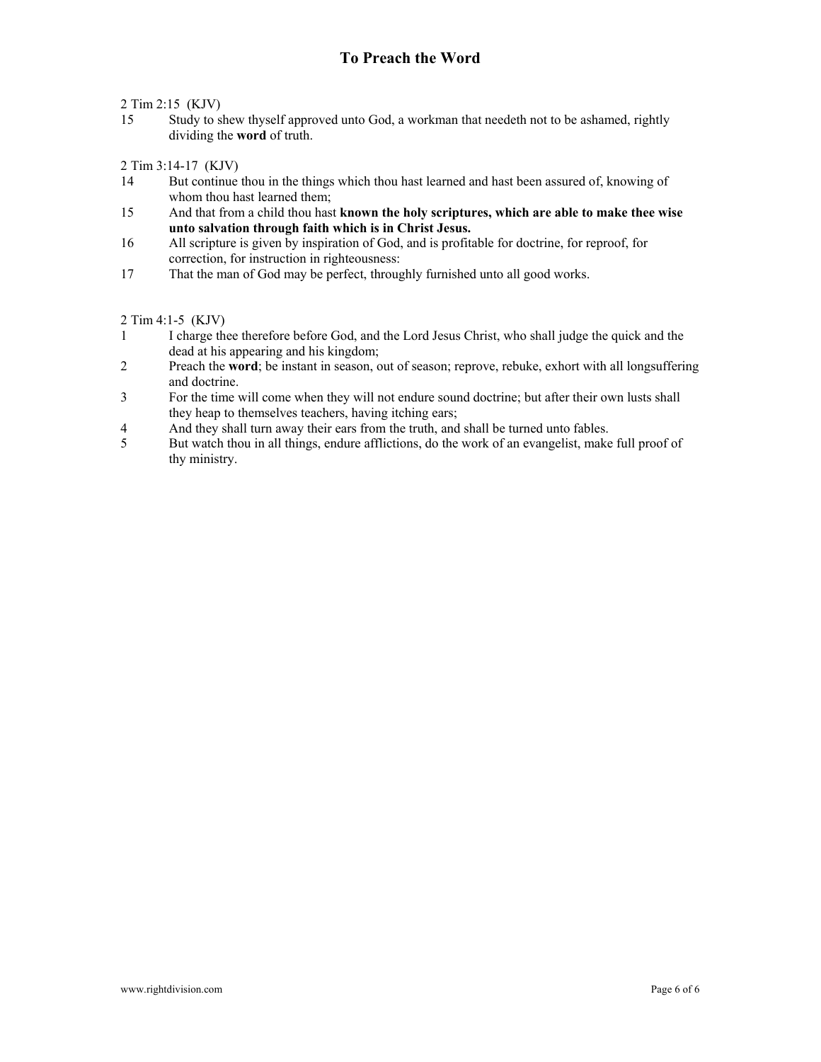2 Tim 2:15 (KJV)

15 Study to shew thyself approved unto God, a workman that needeth not to be ashamed, rightly dividing the **word** of truth.

2 Tim 3:14-17 (KJV)

14 But continue thou in the things which thou hast learned and hast been assured of, knowing of whom thou hast learned them;

15 And that from a child thou hast **known the holy scriptures, which are able to make thee wise unto salvation through faith which is in Christ Jesus.**

16 All scripture is given by inspiration of God, and is profitable for doctrine, for reproof, for correction, for instruction in righteousness:

17 That the man of God may be perfect, throughly furnished unto all good works.

2 Tim 4:1-5 (KJV)

1 I charge thee therefore before God, and the Lord Jesus Christ, who shall judge the quick and the dead at his appearing and his kingdom;

2 Preach the **word**; be instant in season, out of season; reprove, rebuke, exhort with all longsuffering and doctrine.

3 For the time will come when they will not endure sound doctrine; but after their own lusts shall they heap to themselves teachers, having itching ears;

4 And they shall turn away their ears from the truth, and shall be turned unto fables.

5 But watch thou in all things, endure afflictions, do the work of an evangelist, make full proof of thy ministry.